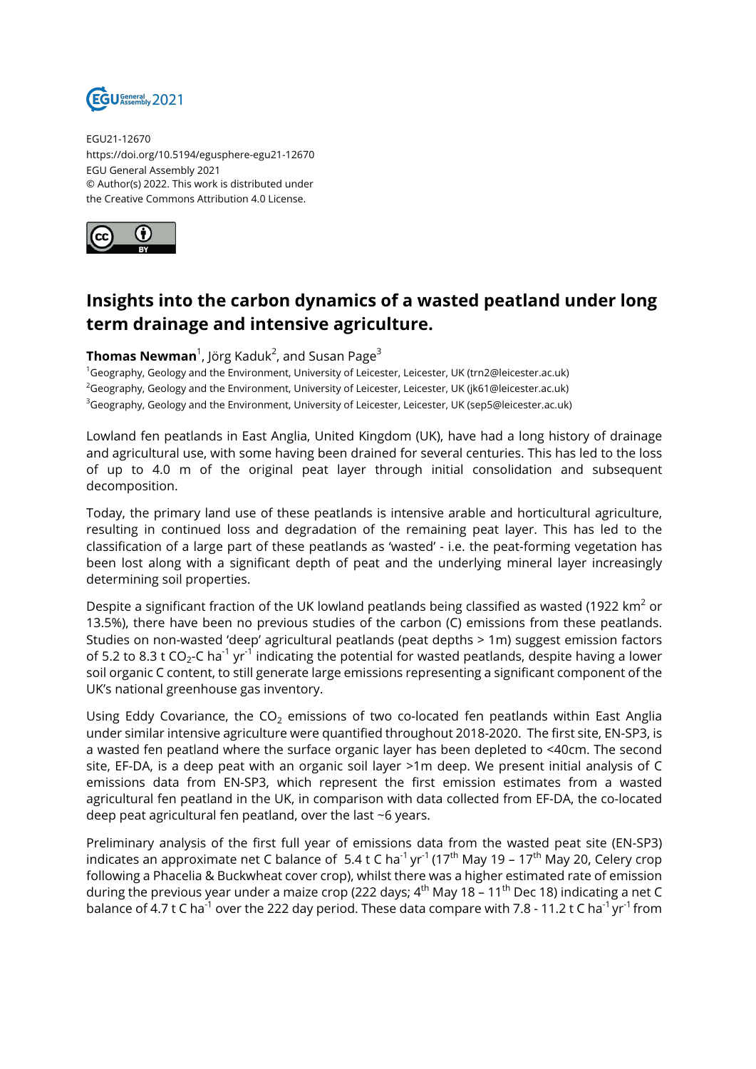EGU21-12670
https://doi.org/10.5194/egusphere-egu21-12670
EGU General Assembly 2021
© Author(s) 2022. This work is distributed under
the Creative Commons Attribution 4.0 License.

# Insights into the carbon dynamics of a wasted peatland under long term drainage and intensive agriculture.

**Thomas Newman**[1], Jörg Kaduk[2], and Susan Page[3]

[1]Geography, Geology and the Environment, University of Leicester, Leicester, UK (trn2@leicester.ac.uk)
[2]Geography, Geology and the Environment, University of Leicester, Leicester, UK (jk61@leicester.ac.uk)
[3]Geography, Geology and the Environment, University of Leicester, Leicester, UK (sep5@leicester.ac.uk)

Lowland fen peatlands in East Anglia, United Kingdom (UK), have had a long history of drainage and agricultural use, with some having been drained for several centuries. This has led to the loss of up to 4.0 m of the original peat layer through initial consolidation and subsequent decomposition.

Today, the primary land use of these peatlands is intensive arable and horticultural agriculture, resulting in continued loss and degradation of the remaining peat layer. This has led to the classification of a large part of these peatlands as 'wasted' - i.e. the peat-forming vegetation has been lost along with a significant depth of peat and the underlying mineral layer increasingly determining soil properties.

Despite a significant fraction of the UK lowland peatlands being classified as wasted (1922 $km^2$ or 13.5%), there have been no previous studies of the carbon (C) emissions from these peatlands. Studies on non-wasted 'deep' agricultural peatlands (peat depths > 1m) suggest emission factors of 5.2 to 8.3 t $CO_2$-C $ha^{-1}$ $yr^{-1}$ indicating the potential for wasted peatlands, despite having a lower soil organic C content, to still generate large emissions representing a significant component of the UK's national greenhouse gas inventory.

Using Eddy Covariance, the $CO_2$ emissions of two co-located fen peatlands within East Anglia under similar intensive agriculture were quantified throughout 2018-2020. The first site, EN-SP3, is a wasted fen peatland where the surface organic layer has been depleted to <40cm. The second site, EF-DA, is a deep peat with an organic soil layer >1m deep. We present initial analysis of C emissions data from EN-SP3, which represent the first emission estimates from a wasted agricultural fen peatland in the UK, in comparison with data collected from EF-DA, the co-located deep peat agricultural fen peatland, over the last ~6 years.

Preliminary analysis of the first full year of emissions data from the wasted peat site (EN-SP3) indicates an approximate net C balance of 5.4 t C $ha^{-1}$ $yr^{-1}$ (17th May 19 – 17th May 20, Celery crop following a Phacelia & Buckwheat cover crop), whilst there was a higher estimated rate of emission during the previous year under a maize crop (222 days; 4th May 18 – 11th Dec 18) indicating a net C balance of 4.7 t C $ha^{-1}$ over the 222 day period. These data compare with 7.8 - 11.2 t C $ha^{-1}$ $yr^{-1}$ from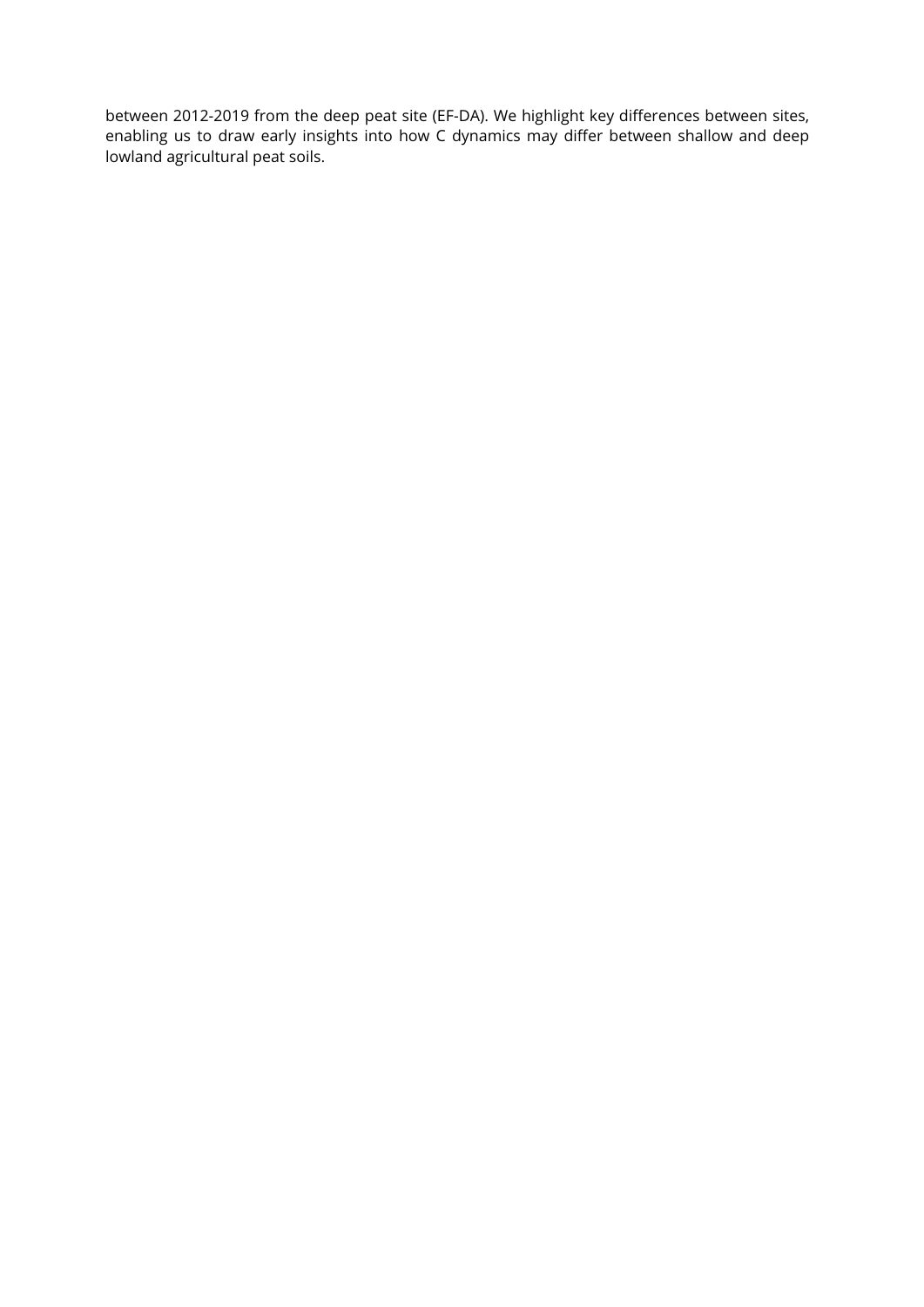between 2012-2019 from the deep peat site (EF-DA). We highlight key differences between sites, enabling us to draw early insights into how C dynamics may differ between shallow and deep lowland agricultural peat soils.